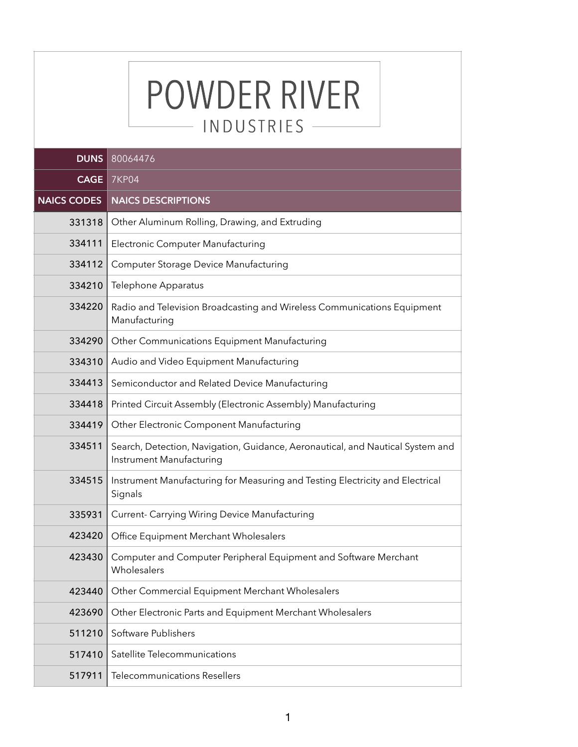# POWDER RIVER

## INDUSTRIES

| DUNS | 80064476 |
|---|---|
| **CAGE** | 7KP04 |
| **NAICS CODES** | **NAICS DESCRIPTIONS** |
| 331318 | Other Aluminum Rolling, Drawing, and Extruding |
| 334111 | Electronic Computer Manufacturing |
| 334112 | Computer Storage Device Manufacturing |
| 334210 | Telephone Apparatus |
| 334220 | Radio and Television Broadcasting and Wireless Communications Equipment Manufacturing |
| 334290 | Other Communications Equipment Manufacturing |
| 334310 | Audio and Video Equipment Manufacturing |
| 334413 | Semiconductor and Related Device Manufacturing |
| 334418 | Printed Circuit Assembly (Electronic Assembly) Manufacturing |
| 334419 | Other Electronic Component Manufacturing |
| 334511 | Search, Detection, Navigation, Guidance, Aeronautical, and Nautical System and Instrument Manufacturing |
| 334515 | Instrument Manufacturing for Measuring and Testing Electricity and Electrical Signals |
| 335931 | Current- Carrying Wiring Device Manufacturing |
| 423420 | Office Equipment Merchant Wholesalers |
| 423430 | Computer and Computer Peripheral Equipment and Software Merchant Wholesalers |
| 423440 | Other Commercial Equipment Merchant Wholesalers |
| 423690 | Other Electronic Parts and Equipment Merchant Wholesalers |
| 511210 | Software Publishers |
| 517410 | Satellite Telecommunications |
| 517911 | Telecommunications Resellers |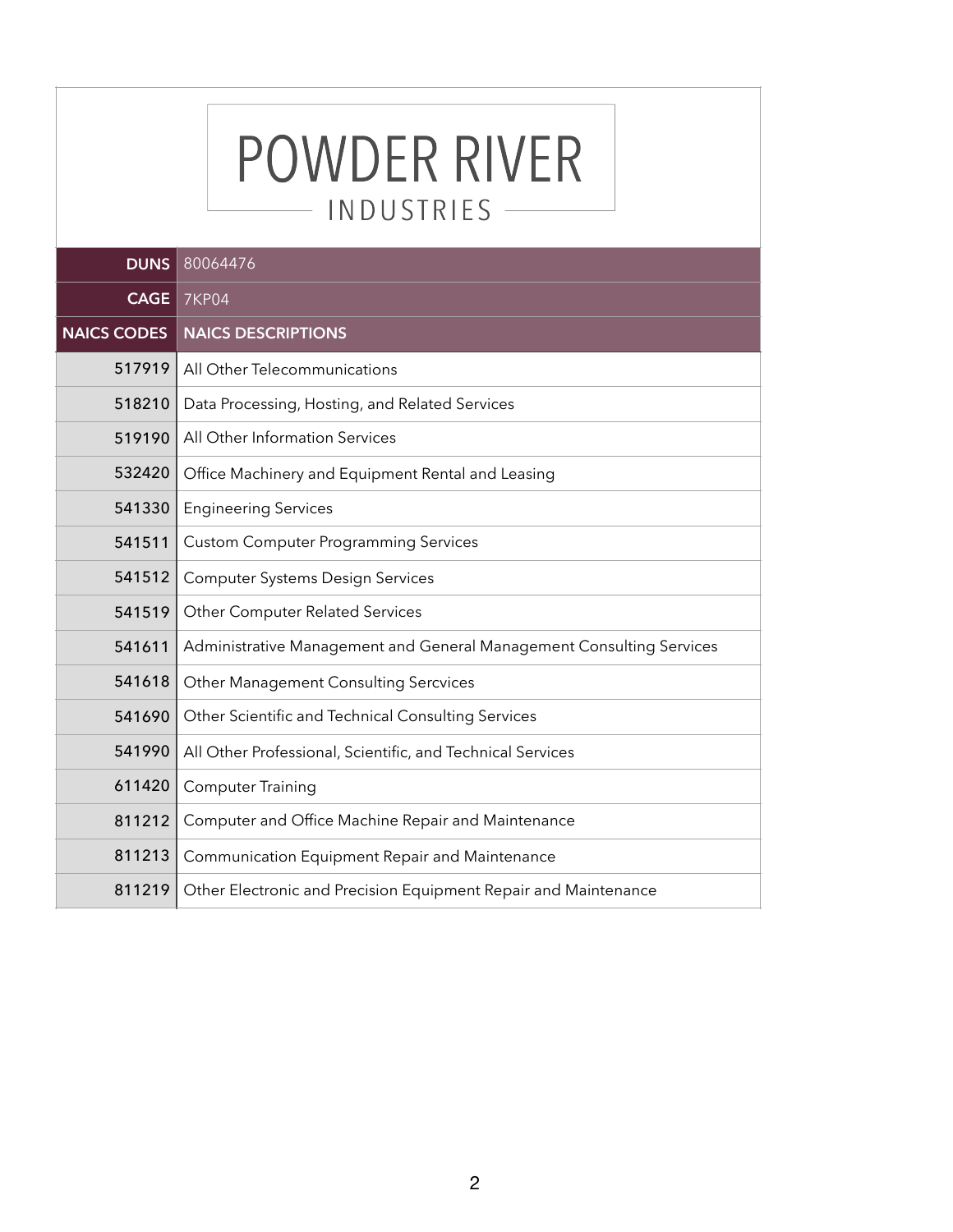# POWDER RIVER

INDUSTRIES

| DUNS | 80064476 |
|---|---|
| CAGE | 7KP04 |
| NAICS CODES | NAICS DESCRIPTIONS |
| 517919 | All Other Telecommunications |
| 518210 | Data Processing, Hosting, and Related Services |
| 519190 | All Other Information Services |
| 532420 | Office Machinery and Equipment Rental and Leasing |
| 541330 | Engineering Services |
| 541511 | Custom Computer Programming Services |
| 541512 | Computer Systems Design Services |
| 541519 | Other Computer Related Services |
| 541611 | Administrative Management and General Management Consulting Services |
| 541618 | Other Management Consulting Sercvices |
| 541690 | Other Scientific and Technical Consulting Services |
| 541990 | All Other Professional, Scientific, and Technical Services |
| 611420 | Computer Training |
| 811212 | Computer and Office Machine Repair and Maintenance |
| 811213 | Communication Equipment Repair and Maintenance |
| 811219 | Other Electronic and Precision Equipment Repair and Maintenance |